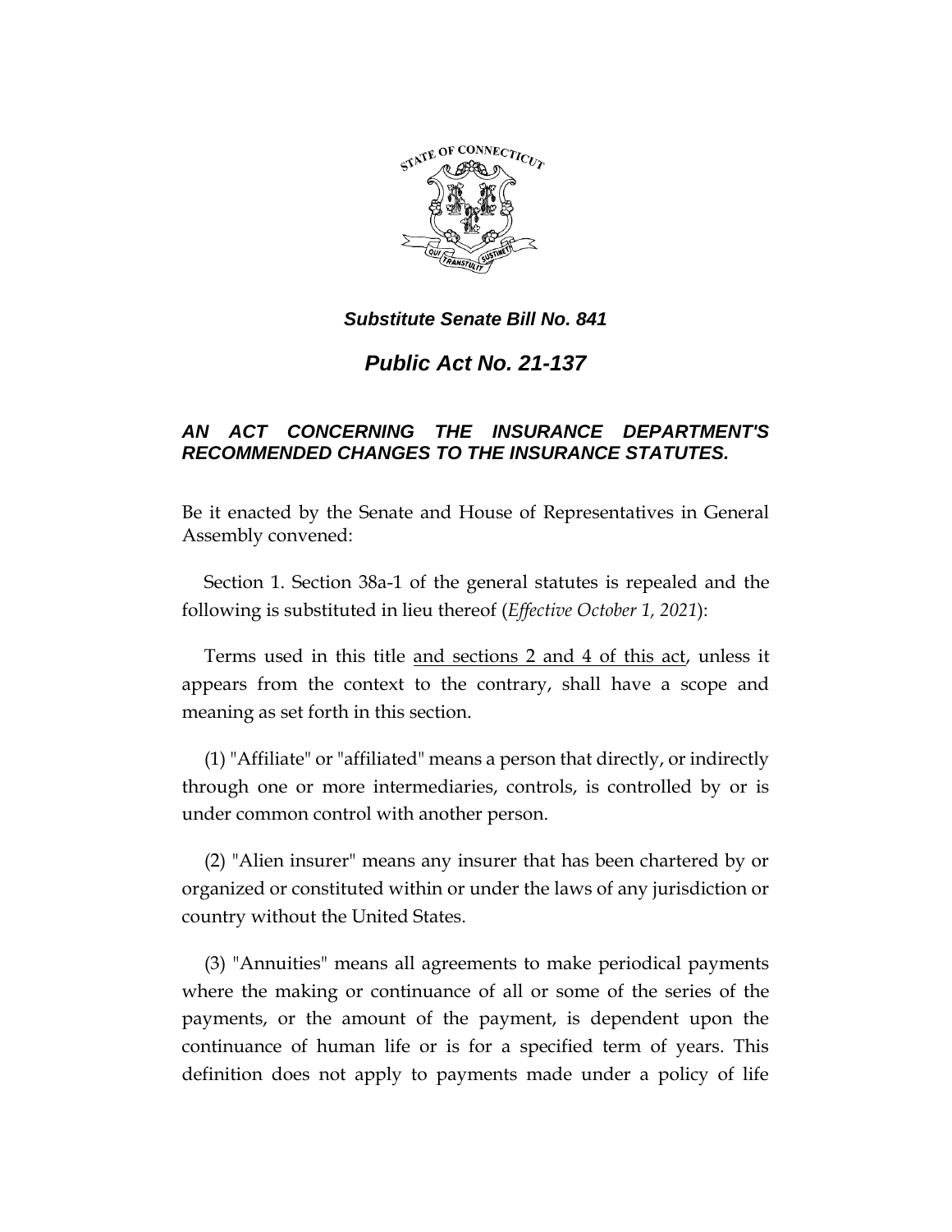***Substitute Senate Bill No. 841***

# *Public Act No. 21-137*

## *AN ACT CONCERNING THE INSURANCE DEPARTMENT'S RECOMMENDED CHANGES TO THE INSURANCE STATUTES.*

Be it enacted by the Senate and House of Representatives in General Assembly convened:

Section 1. Section 38a-1 of the general statutes is repealed and the following is substituted in lieu thereof (*Effective October 1, 2021*):

Terms used in this title <u>and sections 2 and 4 of this act</u>, unless it appears from the context to the contrary, shall have a scope and meaning as set forth in this section.

(1) "Affiliate" or "affiliated" means a person that directly, or indirectly through one or more intermediaries, controls, is controlled by or is under common control with another person.

(2) "Alien insurer" means any insurer that has been chartered by or organized or constituted within or under the laws of any jurisdiction or country without the United States.

(3) "Annuities" means all agreements to make periodical payments where the making or continuance of all or some of the series of the payments, or the amount of the payment, is dependent upon the continuance of human life or is for a specified term of years. This definition does not apply to payments made under a policy of life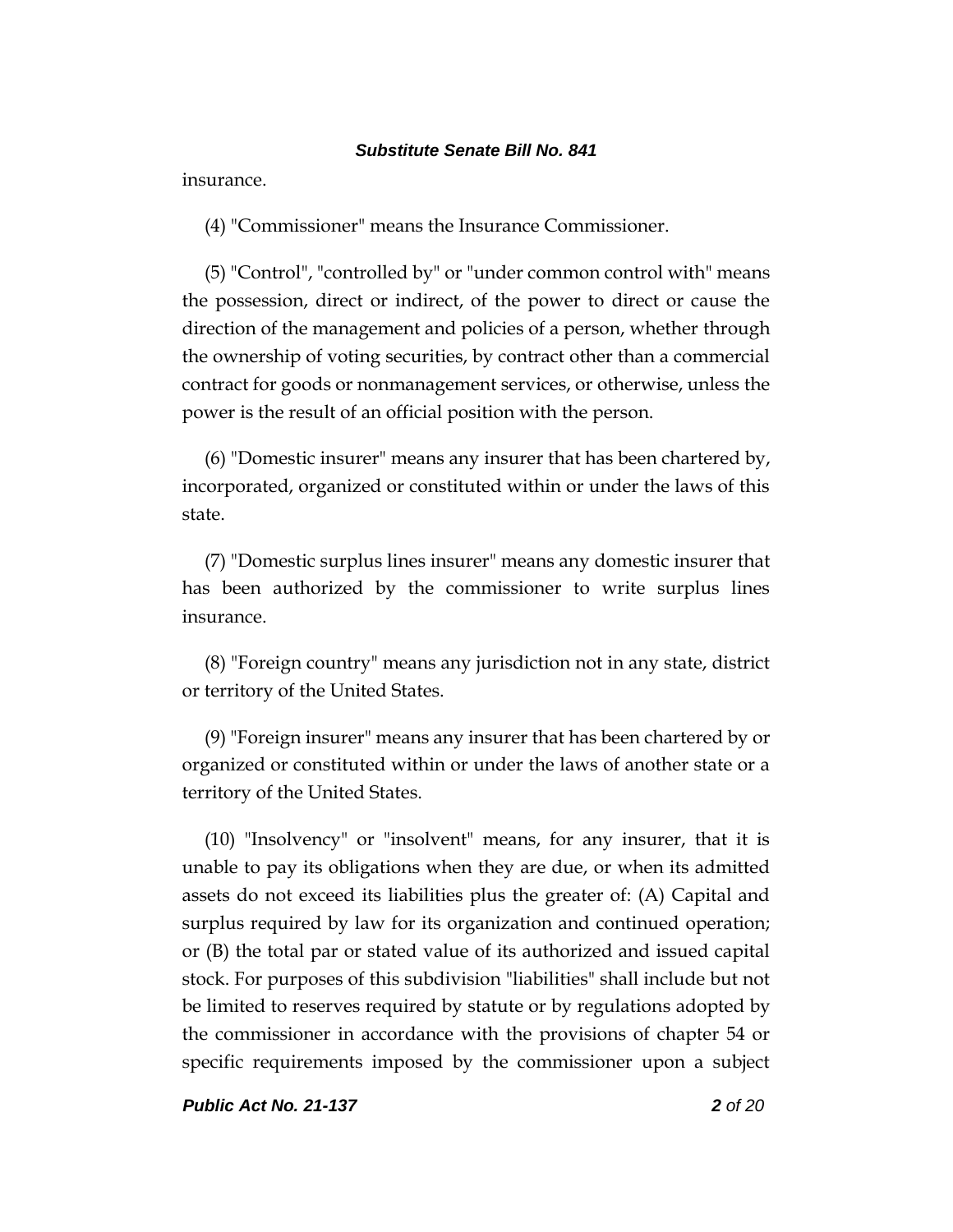insurance.

(4) "Commissioner" means the Insurance Commissioner.

(5) "Control", "controlled by" or "under common control with" means the possession, direct or indirect, of the power to direct or cause the direction of the management and policies of a person, whether through the ownership of voting securities, by contract other than a commercial contract for goods or nonmanagement services, or otherwise, unless the power is the result of an official position with the person.

(6) "Domestic insurer" means any insurer that has been chartered by, incorporated, organized or constituted within or under the laws of this state.

(7) "Domestic surplus lines insurer" means any domestic insurer that has been authorized by the commissioner to write surplus lines insurance.

(8) "Foreign country" means any jurisdiction not in any state, district or territory of the United States.

(9) "Foreign insurer" means any insurer that has been chartered by or organized or constituted within or under the laws of another state or a territory of the United States.

(10) "Insolvency" or "insolvent" means, for any insurer, that it is unable to pay its obligations when they are due, or when its admitted assets do not exceed its liabilities plus the greater of: (A) Capital and surplus required by law for its organization and continued operation; or (B) the total par or stated value of its authorized and issued capital stock. For purposes of this subdivision "liabilities" shall include but not be limited to reserves required by statute or by regulations adopted by the commissioner in accordance with the provisions of chapter 54 or specific requirements imposed by the commissioner upon a subject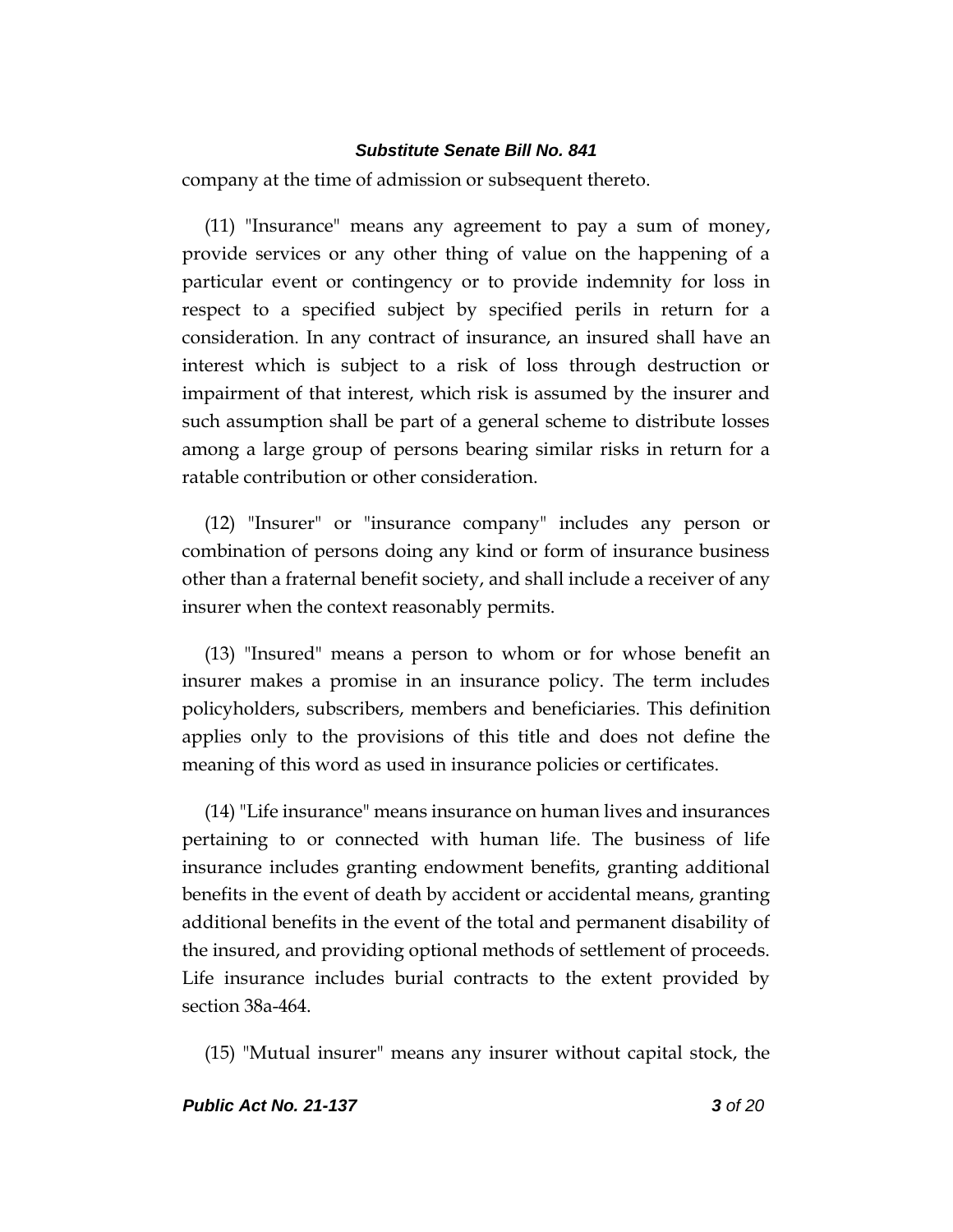company at the time of admission or subsequent thereto.

(11) "Insurance" means any agreement to pay a sum of money, provide services or any other thing of value on the happening of a particular event or contingency or to provide indemnity for loss in respect to a specified subject by specified perils in return for a consideration. In any contract of insurance, an insured shall have an interest which is subject to a risk of loss through destruction or impairment of that interest, which risk is assumed by the insurer and such assumption shall be part of a general scheme to distribute losses among a large group of persons bearing similar risks in return for a ratable contribution or other consideration.

(12) "Insurer" or "insurance company" includes any person or combination of persons doing any kind or form of insurance business other than a fraternal benefit society, and shall include a receiver of any insurer when the context reasonably permits.

(13) "Insured" means a person to whom or for whose benefit an insurer makes a promise in an insurance policy. The term includes policyholders, subscribers, members and beneficiaries. This definition applies only to the provisions of this title and does not define the meaning of this word as used in insurance policies or certificates.

(14) "Life insurance" means insurance on human lives and insurances pertaining to or connected with human life. The business of life insurance includes granting endowment benefits, granting additional benefits in the event of death by accident or accidental means, granting additional benefits in the event of the total and permanent disability of the insured, and providing optional methods of settlement of proceeds. Life insurance includes burial contracts to the extent provided by section 38a-464.

(15) "Mutual insurer" means any insurer without capital stock, the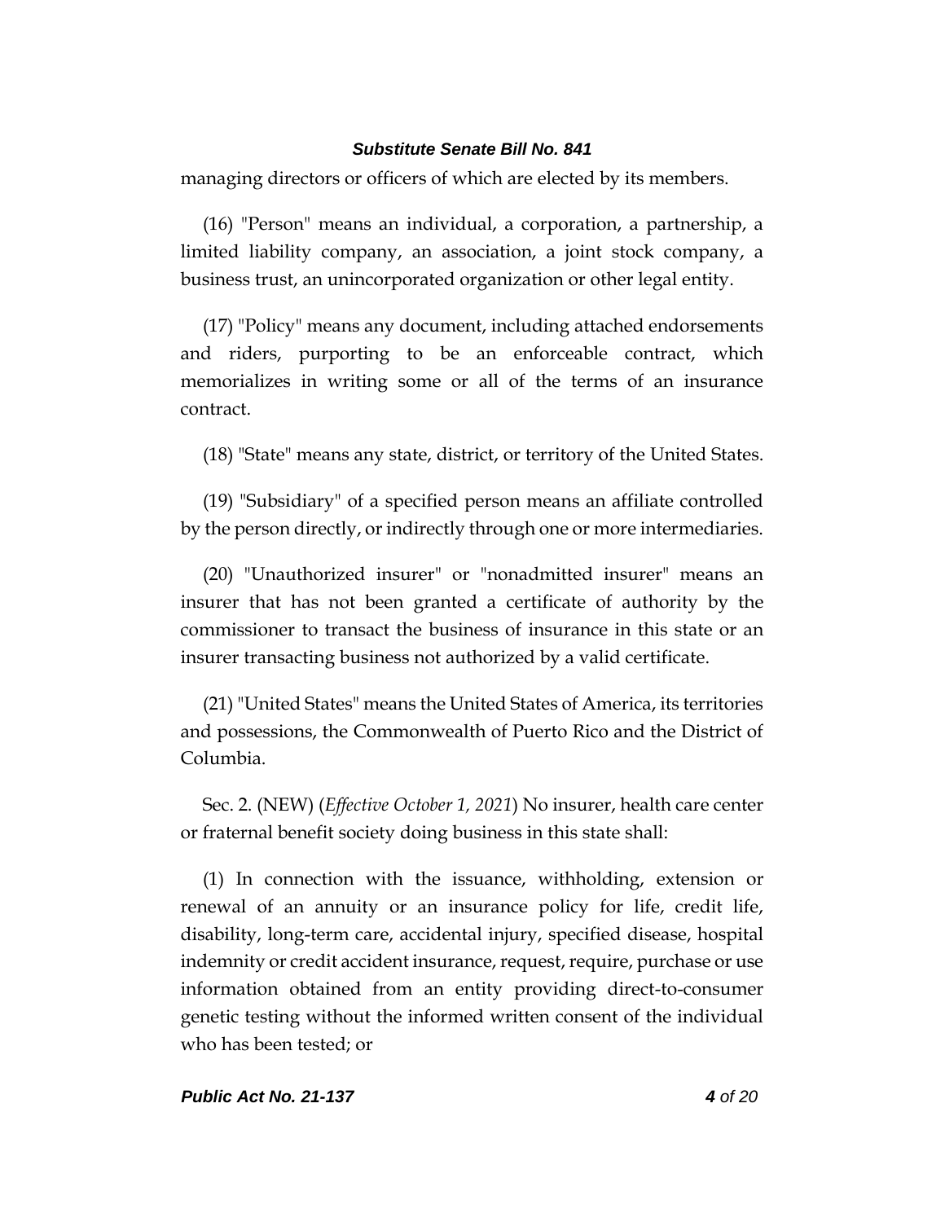managing directors or officers of which are elected by its members.

(16) "Person" means an individual, a corporation, a partnership, a limited liability company, an association, a joint stock company, a business trust, an unincorporated organization or other legal entity.

(17) "Policy" means any document, including attached endorsements and riders, purporting to be an enforceable contract, which memorializes in writing some or all of the terms of an insurance contract.

(18) "State" means any state, district, or territory of the United States.

(19) "Subsidiary" of a specified person means an affiliate controlled by the person directly, or indirectly through one or more intermediaries.

(20) "Unauthorized insurer" or "nonadmitted insurer" means an insurer that has not been granted a certificate of authority by the commissioner to transact the business of insurance in this state or an insurer transacting business not authorized by a valid certificate.

(21) "United States" means the United States of America, its territories and possessions, the Commonwealth of Puerto Rico and the District of Columbia.

Sec. 2. (NEW) (*Effective October 1, 2021*) No insurer, health care center or fraternal benefit society doing business in this state shall:

(1) In connection with the issuance, withholding, extension or renewal of an annuity or an insurance policy for life, credit life, disability, long-term care, accidental injury, specified disease, hospital indemnity or credit accident insurance, request, require, purchase or use information obtained from an entity providing direct-to-consumer genetic testing without the informed written consent of the individual who has been tested; or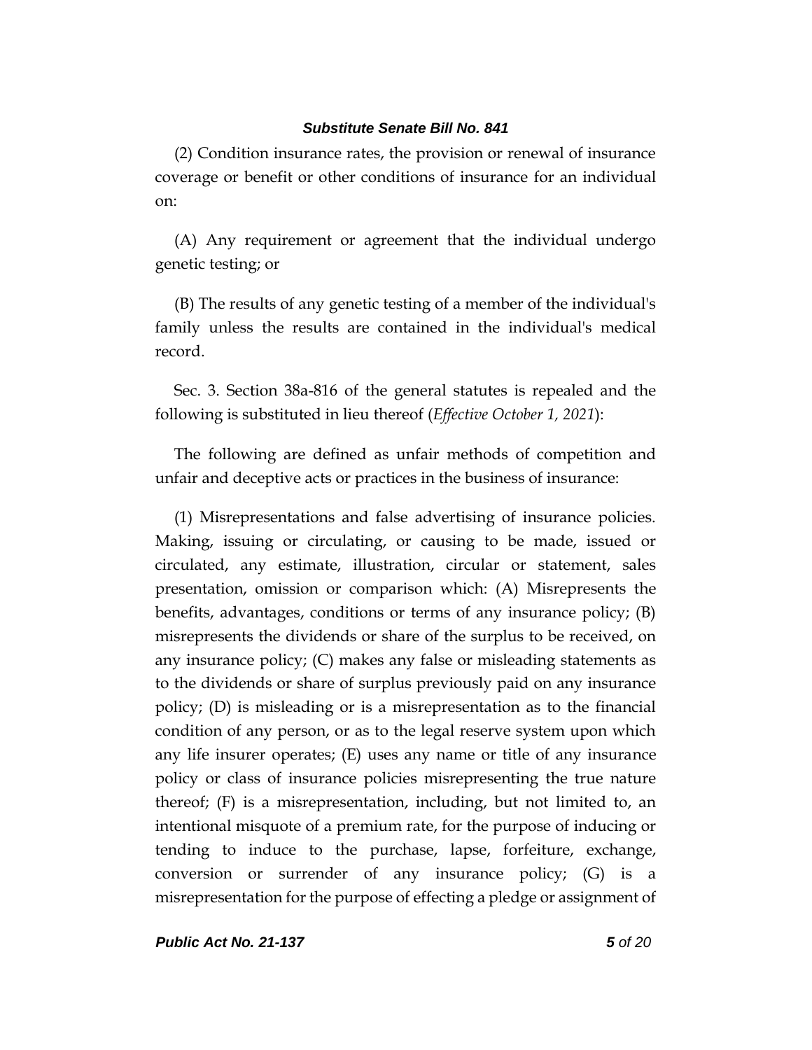(2) Condition insurance rates, the provision or renewal of insurance coverage or benefit or other conditions of insurance for an individual on:

(A) Any requirement or agreement that the individual undergo genetic testing; or

(B) The results of any genetic testing of a member of the individual's family unless the results are contained in the individual's medical record.

Sec. 3. Section 38a-816 of the general statutes is repealed and the following is substituted in lieu thereof (*Effective October 1, 2021*):

The following are defined as unfair methods of competition and unfair and deceptive acts or practices in the business of insurance:

(1) Misrepresentations and false advertising of insurance policies. Making, issuing or circulating, or causing to be made, issued or circulated, any estimate, illustration, circular or statement, sales presentation, omission or comparison which: (A) Misrepresents the benefits, advantages, conditions or terms of any insurance policy; (B) misrepresents the dividends or share of the surplus to be received, on any insurance policy; (C) makes any false or misleading statements as to the dividends or share of surplus previously paid on any insurance policy; (D) is misleading or is a misrepresentation as to the financial condition of any person, or as to the legal reserve system upon which any life insurer operates; (E) uses any name or title of any insurance policy or class of insurance policies misrepresenting the true nature thereof; (F) is a misrepresentation, including, but not limited to, an intentional misquote of a premium rate, for the purpose of inducing or tending to induce to the purchase, lapse, forfeiture, exchange, conversion or surrender of any insurance policy; (G) is a misrepresentation for the purpose of effecting a pledge or assignment of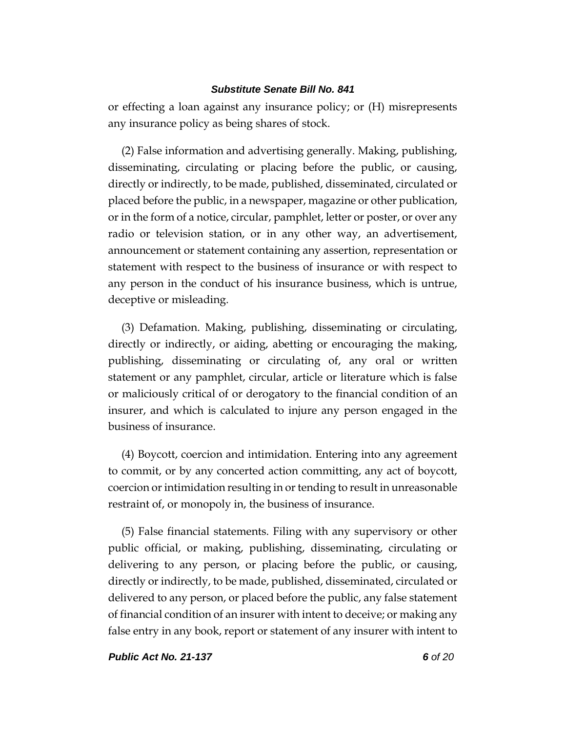or effecting a loan against any insurance policy; or (H) misrepresents any insurance policy as being shares of stock.

(2) False information and advertising generally. Making, publishing, disseminating, circulating or placing before the public, or causing, directly or indirectly, to be made, published, disseminated, circulated or placed before the public, in a newspaper, magazine or other publication, or in the form of a notice, circular, pamphlet, letter or poster, or over any radio or television station, or in any other way, an advertisement, announcement or statement containing any assertion, representation or statement with respect to the business of insurance or with respect to any person in the conduct of his insurance business, which is untrue, deceptive or misleading.

(3) Defamation. Making, publishing, disseminating or circulating, directly or indirectly, or aiding, abetting or encouraging the making, publishing, disseminating or circulating of, any oral or written statement or any pamphlet, circular, article or literature which is false or maliciously critical of or derogatory to the financial condition of an insurer, and which is calculated to injure any person engaged in the business of insurance.

(4) Boycott, coercion and intimidation. Entering into any agreement to commit, or by any concerted action committing, any act of boycott, coercion or intimidation resulting in or tending to result in unreasonable restraint of, or monopoly in, the business of insurance.

(5) False financial statements. Filing with any supervisory or other public official, or making, publishing, disseminating, circulating or delivering to any person, or placing before the public, or causing, directly or indirectly, to be made, published, disseminated, circulated or delivered to any person, or placed before the public, any false statement of financial condition of an insurer with intent to deceive; or making any false entry in any book, report or statement of any insurer with intent to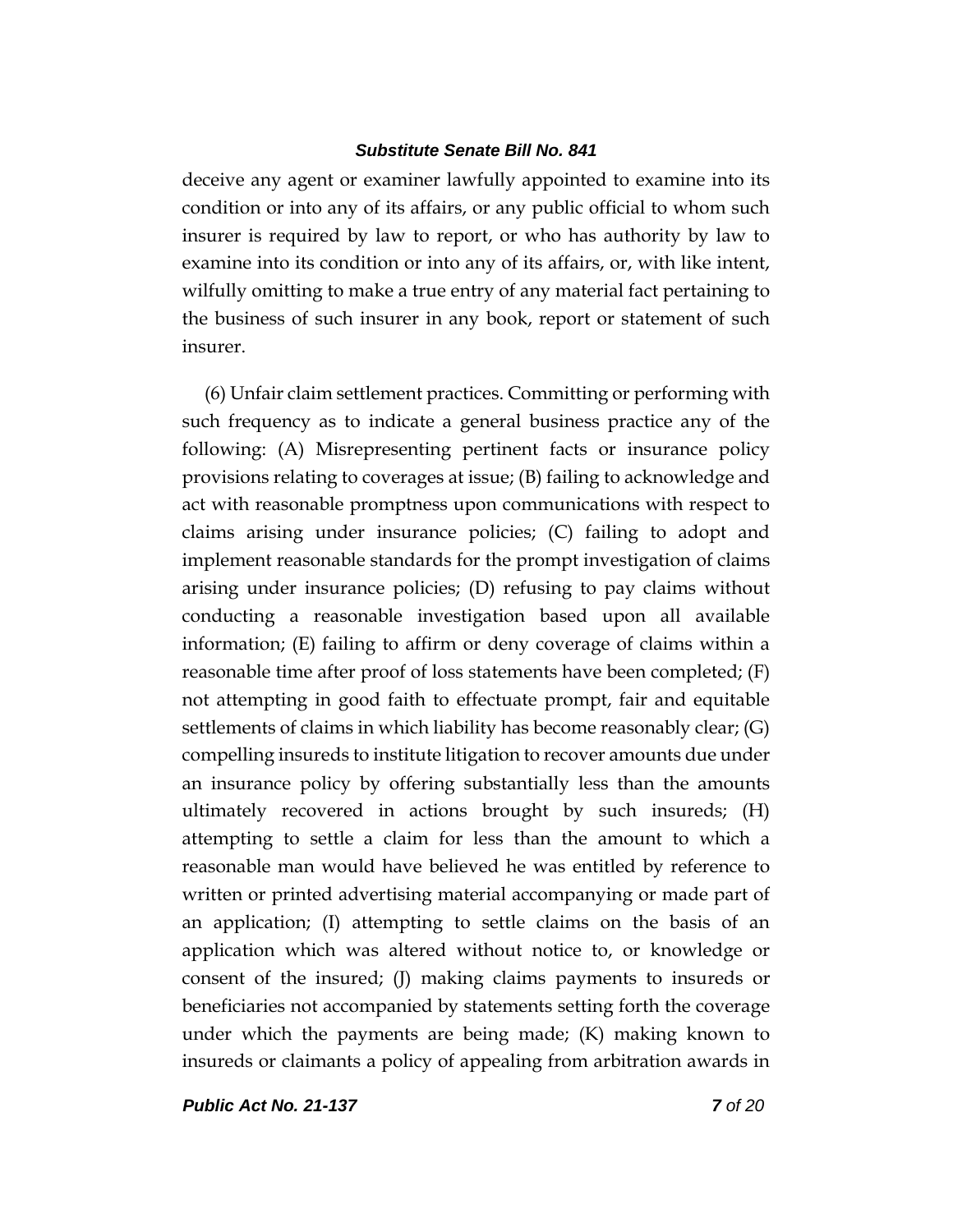deceive any agent or examiner lawfully appointed to examine into its condition or into any of its affairs, or any public official to whom such insurer is required by law to report, or who has authority by law to examine into its condition or into any of its affairs, or, with like intent, wilfully omitting to make a true entry of any material fact pertaining to the business of such insurer in any book, report or statement of such insurer.

(6) Unfair claim settlement practices. Committing or performing with such frequency as to indicate a general business practice any of the following: (A) Misrepresenting pertinent facts or insurance policy provisions relating to coverages at issue; (B) failing to acknowledge and act with reasonable promptness upon communications with respect to claims arising under insurance policies; (C) failing to adopt and implement reasonable standards for the prompt investigation of claims arising under insurance policies; (D) refusing to pay claims without conducting a reasonable investigation based upon all available information; (E) failing to affirm or deny coverage of claims within a reasonable time after proof of loss statements have been completed; (F) not attempting in good faith to effectuate prompt, fair and equitable settlements of claims in which liability has become reasonably clear; (G) compelling insureds to institute litigation to recover amounts due under an insurance policy by offering substantially less than the amounts ultimately recovered in actions brought by such insureds; (H) attempting to settle a claim for less than the amount to which a reasonable man would have believed he was entitled by reference to written or printed advertising material accompanying or made part of an application; (I) attempting to settle claims on the basis of an application which was altered without notice to, or knowledge or consent of the insured; (J) making claims payments to insureds or beneficiaries not accompanied by statements setting forth the coverage under which the payments are being made; (K) making known to insureds or claimants a policy of appealing from arbitration awards in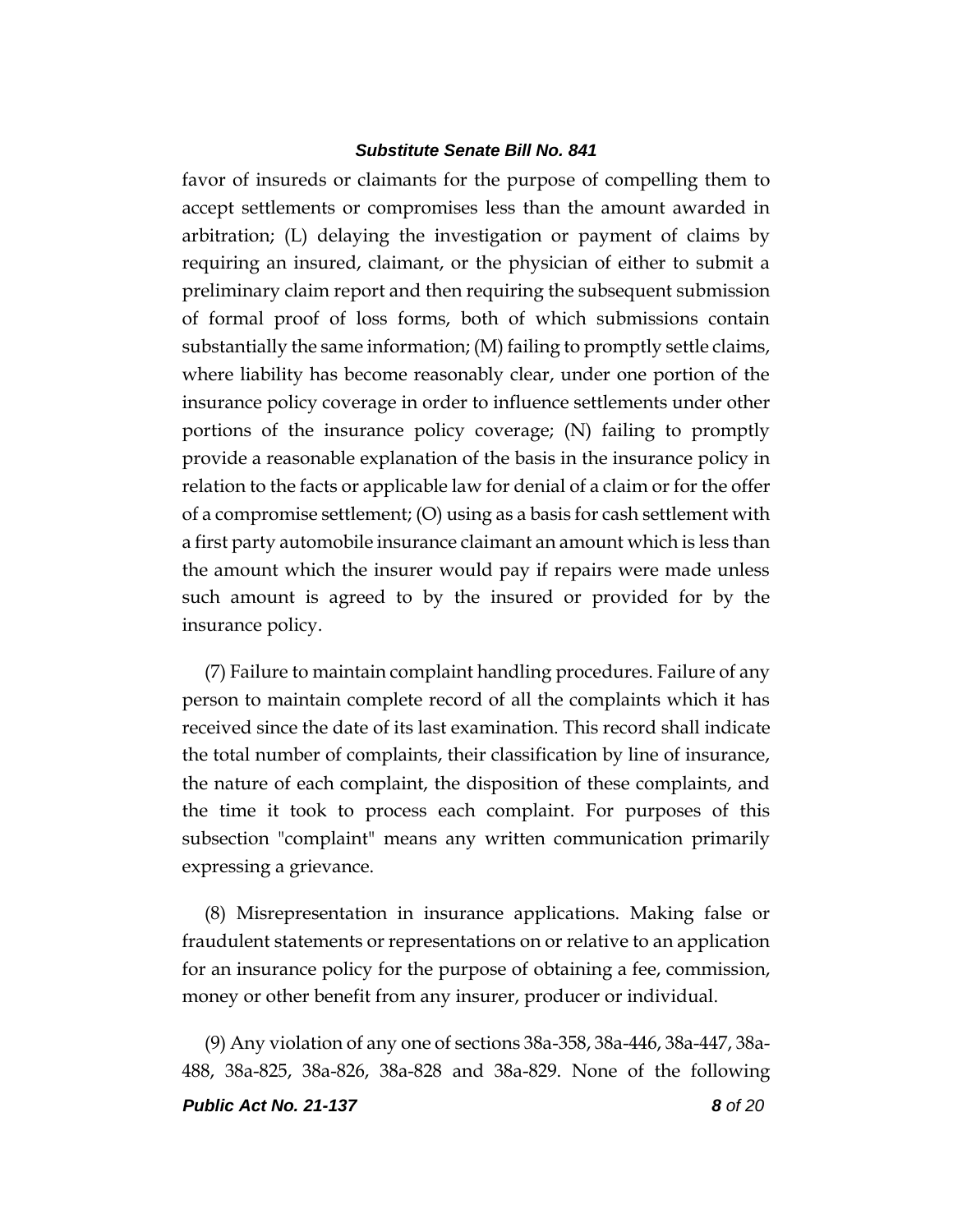favor of insureds or claimants for the purpose of compelling them to accept settlements or compromises less than the amount awarded in arbitration; (L) delaying the investigation or payment of claims by requiring an insured, claimant, or the physician of either to submit a preliminary claim report and then requiring the subsequent submission of formal proof of loss forms, both of which submissions contain substantially the same information; (M) failing to promptly settle claims, where liability has become reasonably clear, under one portion of the insurance policy coverage in order to influence settlements under other portions of the insurance policy coverage; (N) failing to promptly provide a reasonable explanation of the basis in the insurance policy in relation to the facts or applicable law for denial of a claim or for the offer of a compromise settlement; (O) using as a basis for cash settlement with a first party automobile insurance claimant an amount which is less than the amount which the insurer would pay if repairs were made unless such amount is agreed to by the insured or provided for by the insurance policy.

(7) Failure to maintain complaint handling procedures. Failure of any person to maintain complete record of all the complaints which it has received since the date of its last examination. This record shall indicate the total number of complaints, their classification by line of insurance, the nature of each complaint, the disposition of these complaints, and the time it took to process each complaint. For purposes of this subsection "complaint" means any written communication primarily expressing a grievance.

(8) Misrepresentation in insurance applications. Making false or fraudulent statements or representations on or relative to an application for an insurance policy for the purpose of obtaining a fee, commission, money or other benefit from any insurer, producer or individual.

(9) Any violation of any one of sections 38a-358, 38a-446, 38a-447, 38a-488, 38a-825, 38a-826, 38a-828 and 38a-829. None of the following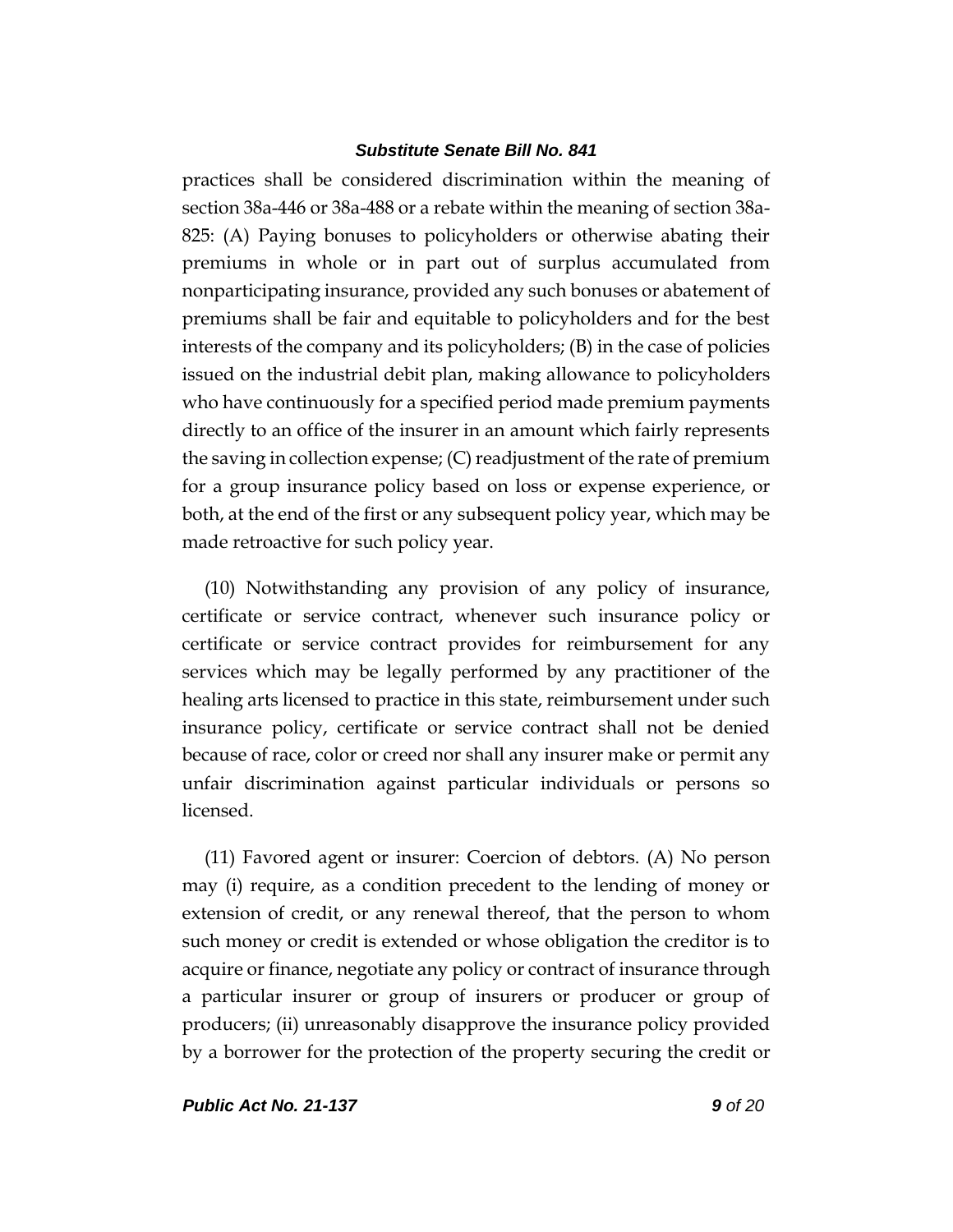practices shall be considered discrimination within the meaning of section 38a-446 or 38a-488 or a rebate within the meaning of section 38a-825: (A) Paying bonuses to policyholders or otherwise abating their premiums in whole or in part out of surplus accumulated from nonparticipating insurance, provided any such bonuses or abatement of premiums shall be fair and equitable to policyholders and for the best interests of the company and its policyholders; (B) in the case of policies issued on the industrial debit plan, making allowance to policyholders who have continuously for a specified period made premium payments directly to an office of the insurer in an amount which fairly represents the saving in collection expense; (C) readjustment of the rate of premium for a group insurance policy based on loss or expense experience, or both, at the end of the first or any subsequent policy year, which may be made retroactive for such policy year.

(10) Notwithstanding any provision of any policy of insurance, certificate or service contract, whenever such insurance policy or certificate or service contract provides for reimbursement for any services which may be legally performed by any practitioner of the healing arts licensed to practice in this state, reimbursement under such insurance policy, certificate or service contract shall not be denied because of race, color or creed nor shall any insurer make or permit any unfair discrimination against particular individuals or persons so licensed.

(11) Favored agent or insurer: Coercion of debtors. (A) No person may (i) require, as a condition precedent to the lending of money or extension of credit, or any renewal thereof, that the person to whom such money or credit is extended or whose obligation the creditor is to acquire or finance, negotiate any policy or contract of insurance through a particular insurer or group of insurers or producer or group of producers; (ii) unreasonably disapprove the insurance policy provided by a borrower for the protection of the property securing the credit or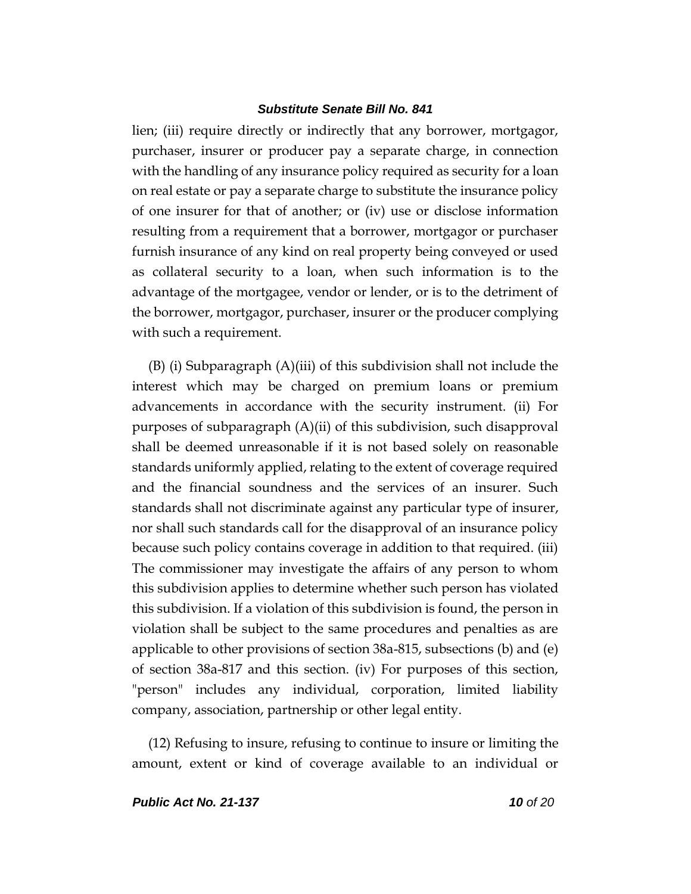lien; (iii) require directly or indirectly that any borrower, mortgagor, purchaser, insurer or producer pay a separate charge, in connection with the handling of any insurance policy required as security for a loan on real estate or pay a separate charge to substitute the insurance policy of one insurer for that of another; or (iv) use or disclose information resulting from a requirement that a borrower, mortgagor or purchaser furnish insurance of any kind on real property being conveyed or used as collateral security to a loan, when such information is to the advantage of the mortgagee, vendor or lender, or is to the detriment of the borrower, mortgagor, purchaser, insurer or the producer complying with such a requirement.

(B) (i) Subparagraph (A)(iii) of this subdivision shall not include the interest which may be charged on premium loans or premium advancements in accordance with the security instrument. (ii) For purposes of subparagraph (A)(ii) of this subdivision, such disapproval shall be deemed unreasonable if it is not based solely on reasonable standards uniformly applied, relating to the extent of coverage required and the financial soundness and the services of an insurer. Such standards shall not discriminate against any particular type of insurer, nor shall such standards call for the disapproval of an insurance policy because such policy contains coverage in addition to that required. (iii) The commissioner may investigate the affairs of any person to whom this subdivision applies to determine whether such person has violated this subdivision. If a violation of this subdivision is found, the person in violation shall be subject to the same procedures and penalties as are applicable to other provisions of section 38a-815, subsections (b) and (e) of section 38a-817 and this section. (iv) For purposes of this section, "person" includes any individual, corporation, limited liability company, association, partnership or other legal entity.

(12) Refusing to insure, refusing to continue to insure or limiting the amount, extent or kind of coverage available to an individual or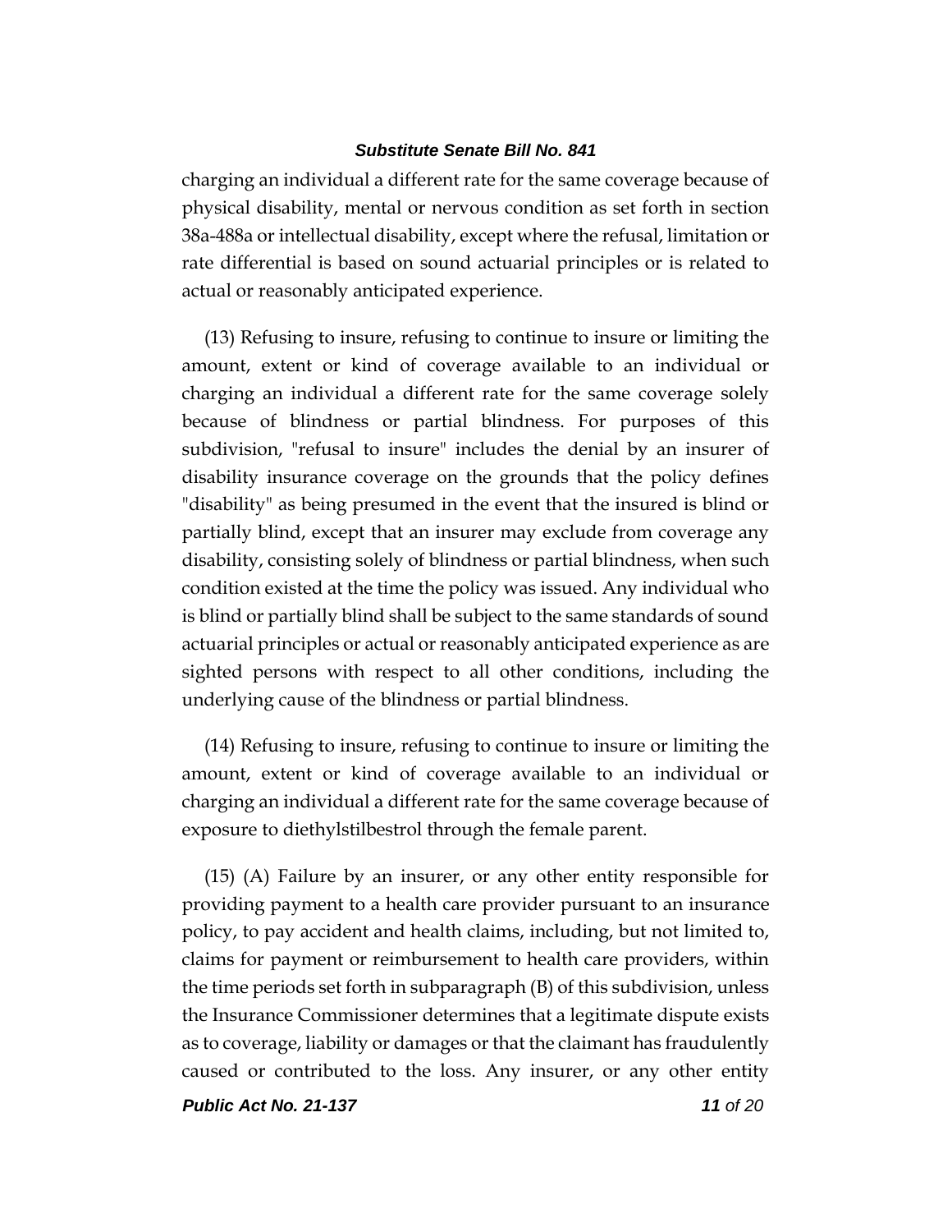charging an individual a different rate for the same coverage because of physical disability, mental or nervous condition as set forth in section 38a-488a or intellectual disability, except where the refusal, limitation or rate differential is based on sound actuarial principles or is related to actual or reasonably anticipated experience.

(13) Refusing to insure, refusing to continue to insure or limiting the amount, extent or kind of coverage available to an individual or charging an individual a different rate for the same coverage solely because of blindness or partial blindness. For purposes of this subdivision, "refusal to insure" includes the denial by an insurer of disability insurance coverage on the grounds that the policy defines "disability" as being presumed in the event that the insured is blind or partially blind, except that an insurer may exclude from coverage any disability, consisting solely of blindness or partial blindness, when such condition existed at the time the policy was issued. Any individual who is blind or partially blind shall be subject to the same standards of sound actuarial principles or actual or reasonably anticipated experience as are sighted persons with respect to all other conditions, including the underlying cause of the blindness or partial blindness.

(14) Refusing to insure, refusing to continue to insure or limiting the amount, extent or kind of coverage available to an individual or charging an individual a different rate for the same coverage because of exposure to diethylstilbestrol through the female parent.

(15) (A) Failure by an insurer, or any other entity responsible for providing payment to a health care provider pursuant to an insurance policy, to pay accident and health claims, including, but not limited to, claims for payment or reimbursement to health care providers, within the time periods set forth in subparagraph (B) of this subdivision, unless the Insurance Commissioner determines that a legitimate dispute exists as to coverage, liability or damages or that the claimant has fraudulently caused or contributed to the loss. Any insurer, or any other entity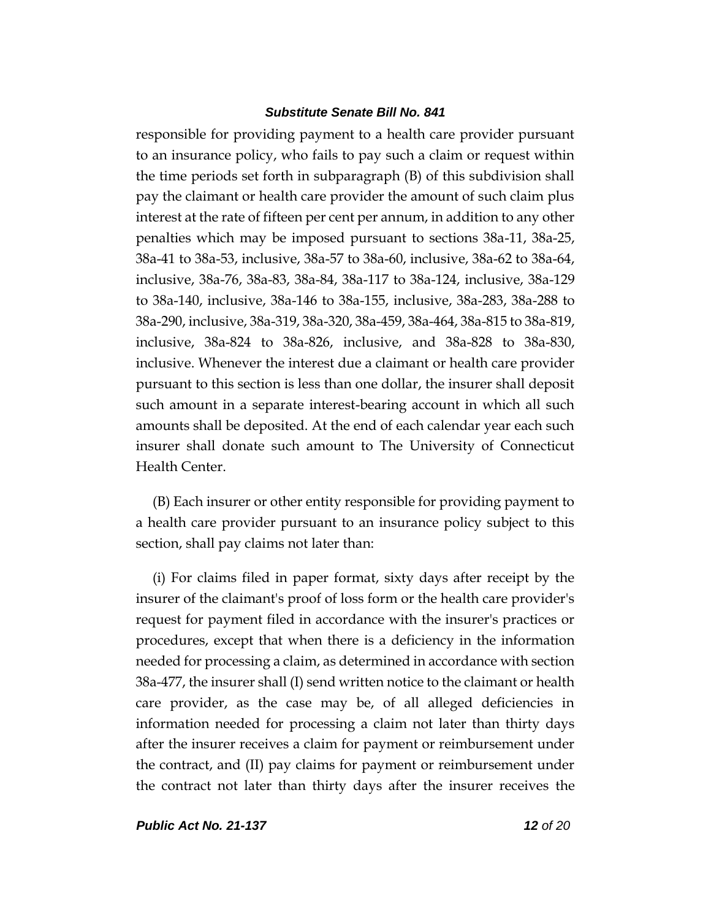responsible for providing payment to a health care provider pursuant to an insurance policy, who fails to pay such a claim or request within the time periods set forth in subparagraph (B) of this subdivision shall pay the claimant or health care provider the amount of such claim plus interest at the rate of fifteen per cent per annum, in addition to any other penalties which may be imposed pursuant to sections 38a-11, 38a-25, 38a-41 to 38a-53, inclusive, 38a-57 to 38a-60, inclusive, 38a-62 to 38a-64, inclusive, 38a-76, 38a-83, 38a-84, 38a-117 to 38a-124, inclusive, 38a-129 to 38a-140, inclusive, 38a-146 to 38a-155, inclusive, 38a-283, 38a-288 to 38a-290, inclusive, 38a-319, 38a-320, 38a-459, 38a-464, 38a-815 to 38a-819, inclusive, 38a-824 to 38a-826, inclusive, and 38a-828 to 38a-830, inclusive. Whenever the interest due a claimant or health care provider pursuant to this section is less than one dollar, the insurer shall deposit such amount in a separate interest-bearing account in which all such amounts shall be deposited. At the end of each calendar year each such insurer shall donate such amount to The University of Connecticut Health Center.

(B) Each insurer or other entity responsible for providing payment to a health care provider pursuant to an insurance policy subject to this section, shall pay claims not later than:

(i) For claims filed in paper format, sixty days after receipt by the insurer of the claimant's proof of loss form or the health care provider's request for payment filed in accordance with the insurer's practices or procedures, except that when there is a deficiency in the information needed for processing a claim, as determined in accordance with section 38a-477, the insurer shall (I) send written notice to the claimant or health care provider, as the case may be, of all alleged deficiencies in information needed for processing a claim not later than thirty days after the insurer receives a claim for payment or reimbursement under the contract, and (II) pay claims for payment or reimbursement under the contract not later than thirty days after the insurer receives the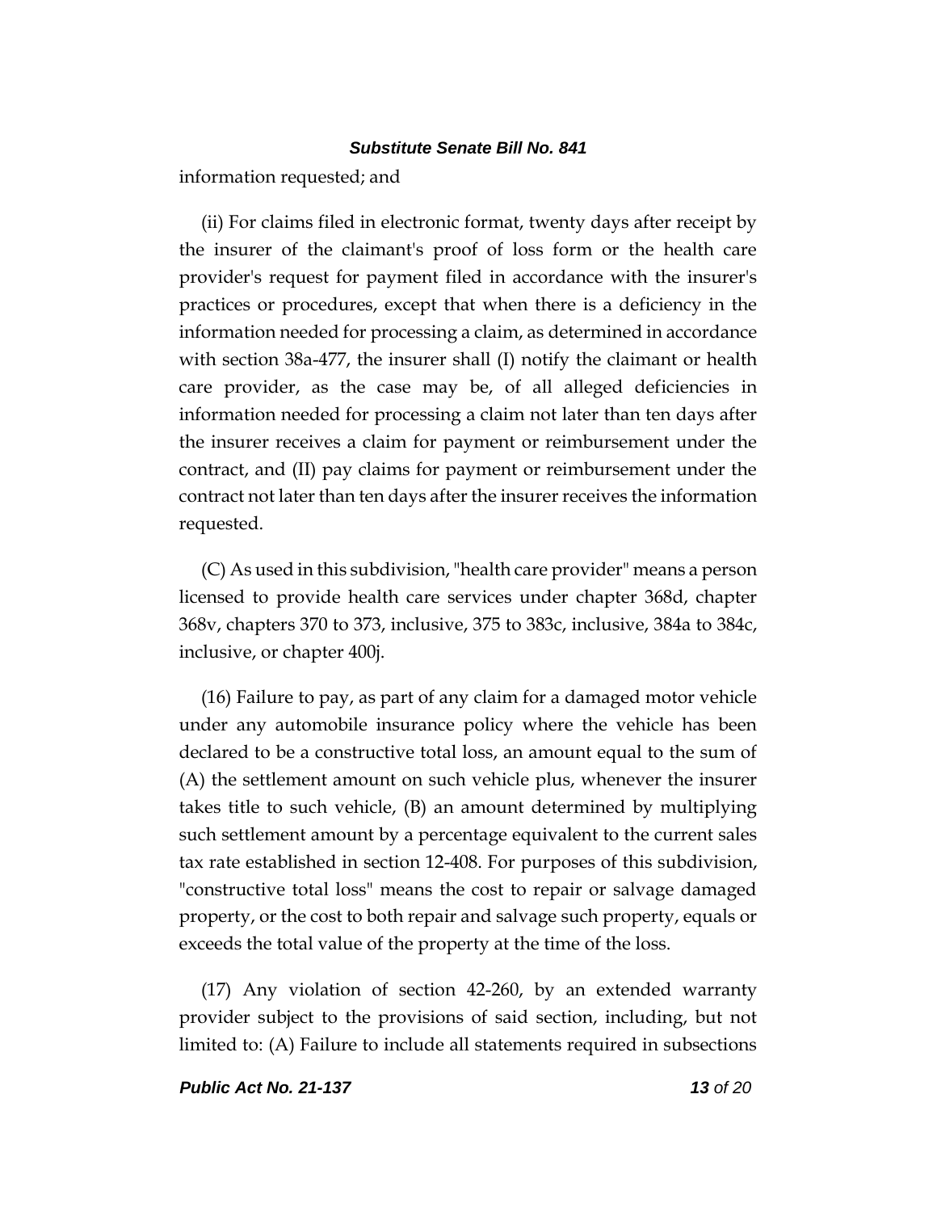information requested; and

(ii) For claims filed in electronic format, twenty days after receipt by the insurer of the claimant's proof of loss form or the health care provider's request for payment filed in accordance with the insurer's practices or procedures, except that when there is a deficiency in the information needed for processing a claim, as determined in accordance with section 38a-477, the insurer shall (I) notify the claimant or health care provider, as the case may be, of all alleged deficiencies in information needed for processing a claim not later than ten days after the insurer receives a claim for payment or reimbursement under the contract, and (II) pay claims for payment or reimbursement under the contract not later than ten days after the insurer receives the information requested.

(C) As used in this subdivision, "health care provider" means a person licensed to provide health care services under chapter 368d, chapter 368v, chapters 370 to 373, inclusive, 375 to 383c, inclusive, 384a to 384c, inclusive, or chapter 400j.

(16) Failure to pay, as part of any claim for a damaged motor vehicle under any automobile insurance policy where the vehicle has been declared to be a constructive total loss, an amount equal to the sum of (A) the settlement amount on such vehicle plus, whenever the insurer takes title to such vehicle, (B) an amount determined by multiplying such settlement amount by a percentage equivalent to the current sales tax rate established in section 12-408. For purposes of this subdivision, "constructive total loss" means the cost to repair or salvage damaged property, or the cost to both repair and salvage such property, equals or exceeds the total value of the property at the time of the loss.

(17) Any violation of section 42-260, by an extended warranty provider subject to the provisions of said section, including, but not limited to: (A) Failure to include all statements required in subsections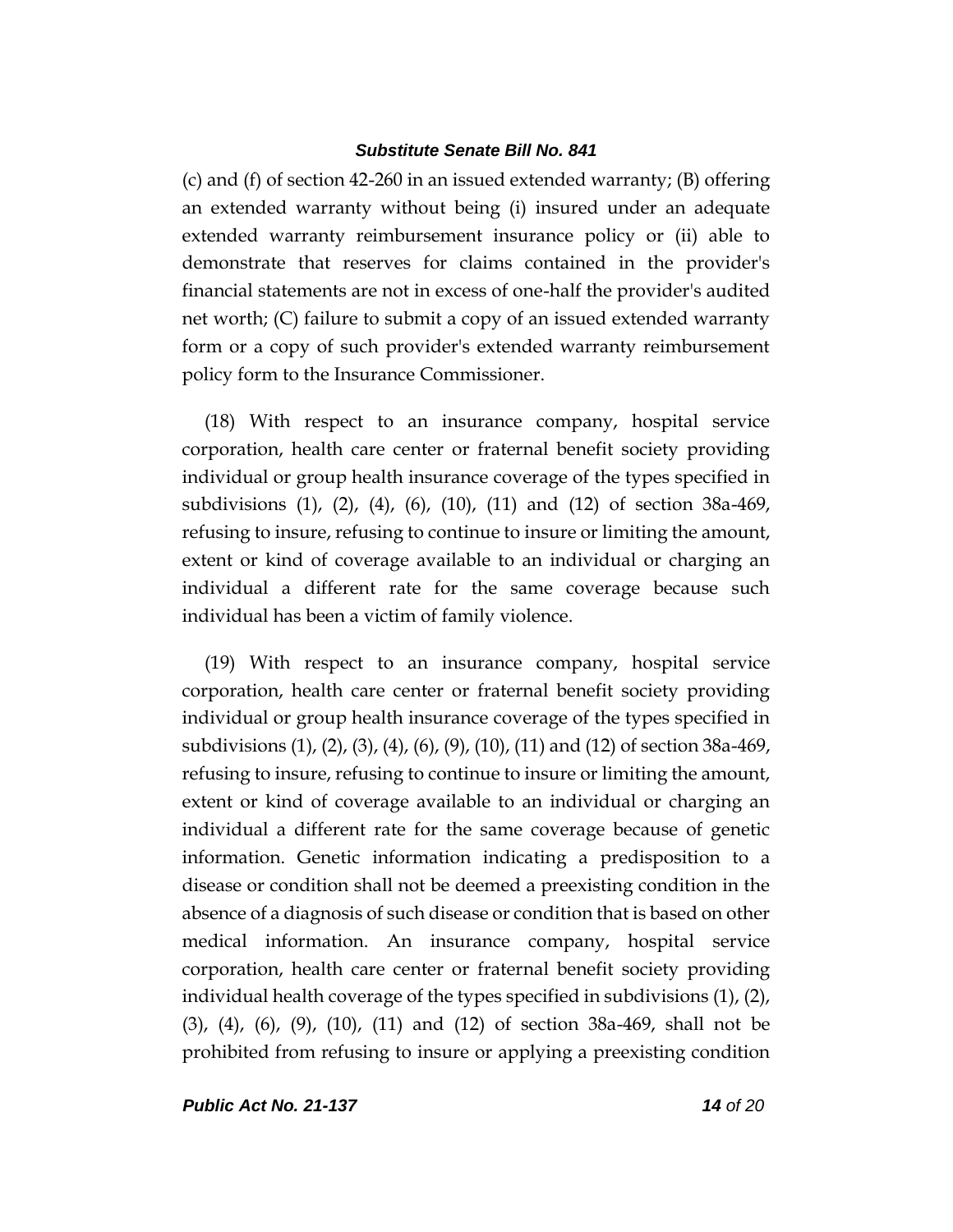(c) and (f) of section 42-260 in an issued extended warranty; (B) offering an extended warranty without being (i) insured under an adequate extended warranty reimbursement insurance policy or (ii) able to demonstrate that reserves for claims contained in the provider's financial statements are not in excess of one-half the provider's audited net worth; (C) failure to submit a copy of an issued extended warranty form or a copy of such provider's extended warranty reimbursement policy form to the Insurance Commissioner.

(18) With respect to an insurance company, hospital service corporation, health care center or fraternal benefit society providing individual or group health insurance coverage of the types specified in subdivisions (1), (2), (4), (6), (10), (11) and (12) of section 38a-469, refusing to insure, refusing to continue to insure or limiting the amount, extent or kind of coverage available to an individual or charging an individual a different rate for the same coverage because such individual has been a victim of family violence.

(19) With respect to an insurance company, hospital service corporation, health care center or fraternal benefit society providing individual or group health insurance coverage of the types specified in subdivisions (1), (2), (3), (4), (6), (9), (10), (11) and (12) of section 38a-469, refusing to insure, refusing to continue to insure or limiting the amount, extent or kind of coverage available to an individual or charging an individual a different rate for the same coverage because of genetic information. Genetic information indicating a predisposition to a disease or condition shall not be deemed a preexisting condition in the absence of a diagnosis of such disease or condition that is based on other medical information. An insurance company, hospital service corporation, health care center or fraternal benefit society providing individual health coverage of the types specified in subdivisions (1), (2), (3), (4), (6), (9), (10), (11) and (12) of section 38a-469, shall not be prohibited from refusing to insure or applying a preexisting condition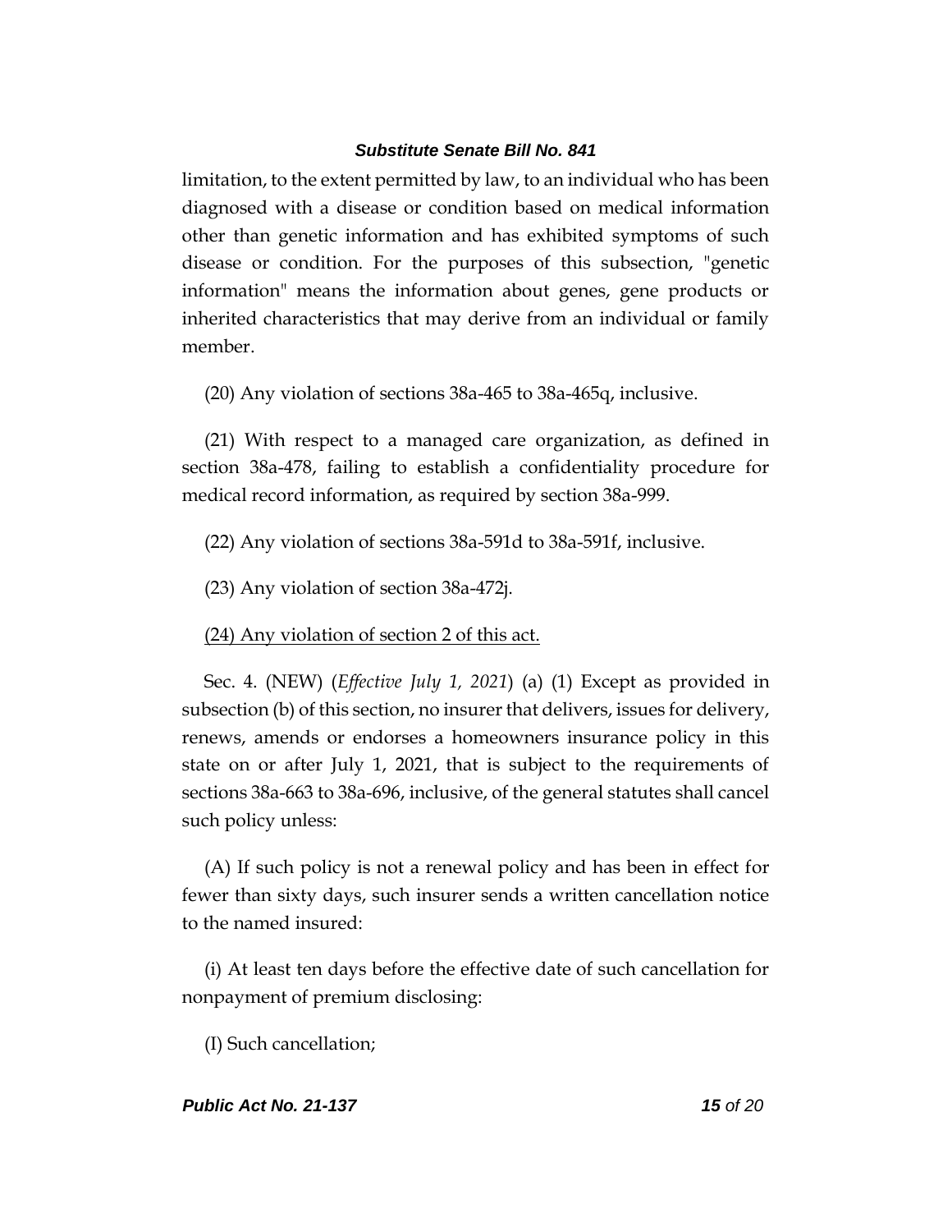limitation, to the extent permitted by law, to an individual who has been diagnosed with a disease or condition based on medical information other than genetic information and has exhibited symptoms of such disease or condition. For the purposes of this subsection, "genetic information" means the information about genes, gene products or inherited characteristics that may derive from an individual or family member.

(20) Any violation of sections 38a-465 to 38a-465q, inclusive.

(21) With respect to a managed care organization, as defined in section 38a-478, failing to establish a confidentiality procedure for medical record information, as required by section 38a-999.

(22) Any violation of sections 38a-591d to 38a-591f, inclusive.

(23) Any violation of section 38a-472j.

<u>(24) Any violation of section 2 of this act.</u>

Sec. 4. (NEW) (*Effective July 1, 2021*) (a) (1) Except as provided in subsection (b) of this section, no insurer that delivers, issues for delivery, renews, amends or endorses a homeowners insurance policy in this state on or after July 1, 2021, that is subject to the requirements of sections 38a-663 to 38a-696, inclusive, of the general statutes shall cancel such policy unless:

(A) If such policy is not a renewal policy and has been in effect for fewer than sixty days, such insurer sends a written cancellation notice to the named insured:

(i) At least ten days before the effective date of such cancellation for nonpayment of premium disclosing:

(I) Such cancellation;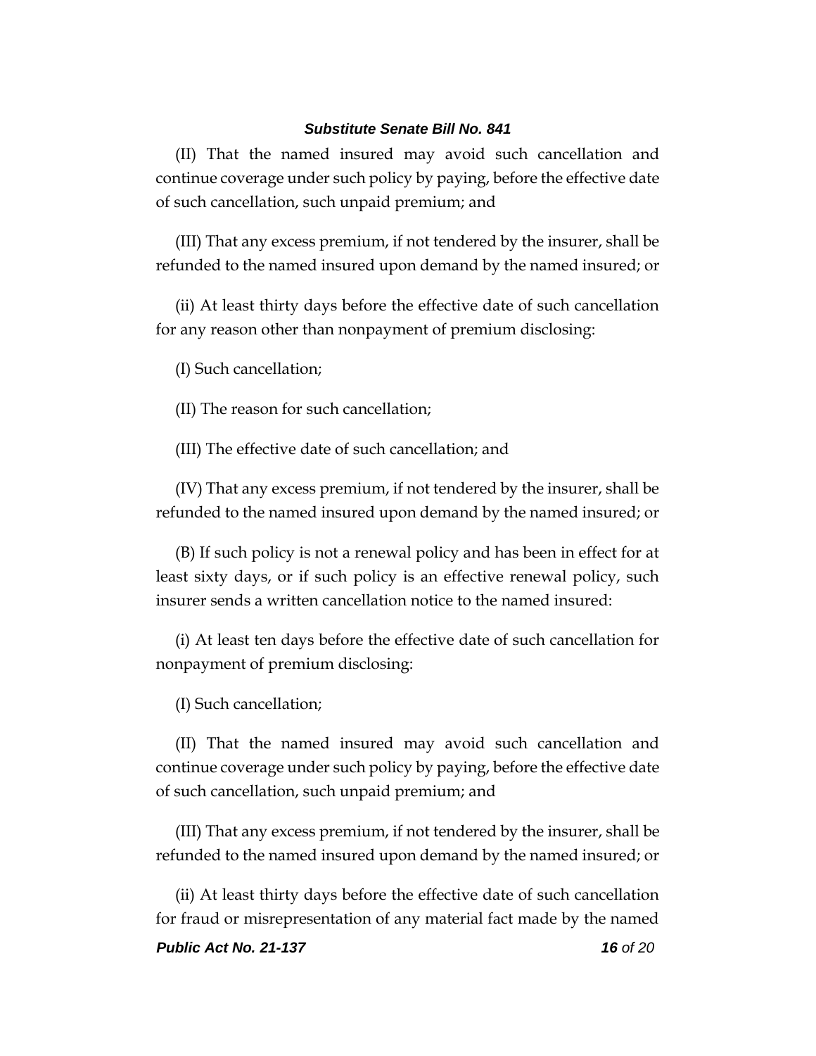(II) That the named insured may avoid such cancellation and continue coverage under such policy by paying, before the effective date of such cancellation, such unpaid premium; and

(III) That any excess premium, if not tendered by the insurer, shall be refunded to the named insured upon demand by the named insured; or

(ii) At least thirty days before the effective date of such cancellation for any reason other than nonpayment of premium disclosing:

(I) Such cancellation;

(II) The reason for such cancellation;

(III) The effective date of such cancellation; and

(IV) That any excess premium, if not tendered by the insurer, shall be refunded to the named insured upon demand by the named insured; or

(B) If such policy is not a renewal policy and has been in effect for at least sixty days, or if such policy is an effective renewal policy, such insurer sends a written cancellation notice to the named insured:

(i) At least ten days before the effective date of such cancellation for nonpayment of premium disclosing:

(I) Such cancellation;

(II) That the named insured may avoid such cancellation and continue coverage under such policy by paying, before the effective date of such cancellation, such unpaid premium; and

(III) That any excess premium, if not tendered by the insurer, shall be refunded to the named insured upon demand by the named insured; or

(ii) At least thirty days before the effective date of such cancellation for fraud or misrepresentation of any material fact made by the named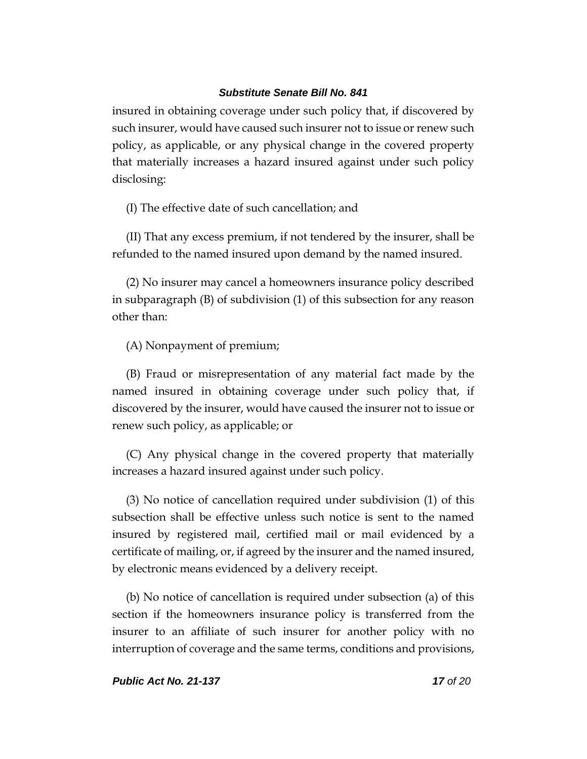insured in obtaining coverage under such policy that, if discovered by such insurer, would have caused such insurer not to issue or renew such policy, as applicable, or any physical change in the covered property that materially increases a hazard insured against under such policy disclosing:

(I) The effective date of such cancellation; and

(II) That any excess premium, if not tendered by the insurer, shall be refunded to the named insured upon demand by the named insured.

(2) No insurer may cancel a homeowners insurance policy described in subparagraph (B) of subdivision (1) of this subsection for any reason other than:

(A) Nonpayment of premium;

(B) Fraud or misrepresentation of any material fact made by the named insured in obtaining coverage under such policy that, if discovered by the insurer, would have caused the insurer not to issue or renew such policy, as applicable; or

(C) Any physical change in the covered property that materially increases a hazard insured against under such policy.

(3) No notice of cancellation required under subdivision (1) of this subsection shall be effective unless such notice is sent to the named insured by registered mail, certified mail or mail evidenced by a certificate of mailing, or, if agreed by the insurer and the named insured, by electronic means evidenced by a delivery receipt.

(b) No notice of cancellation is required under subsection (a) of this section if the homeowners insurance policy is transferred from the insurer to an affiliate of such insurer for another policy with no interruption of coverage and the same terms, conditions and provisions,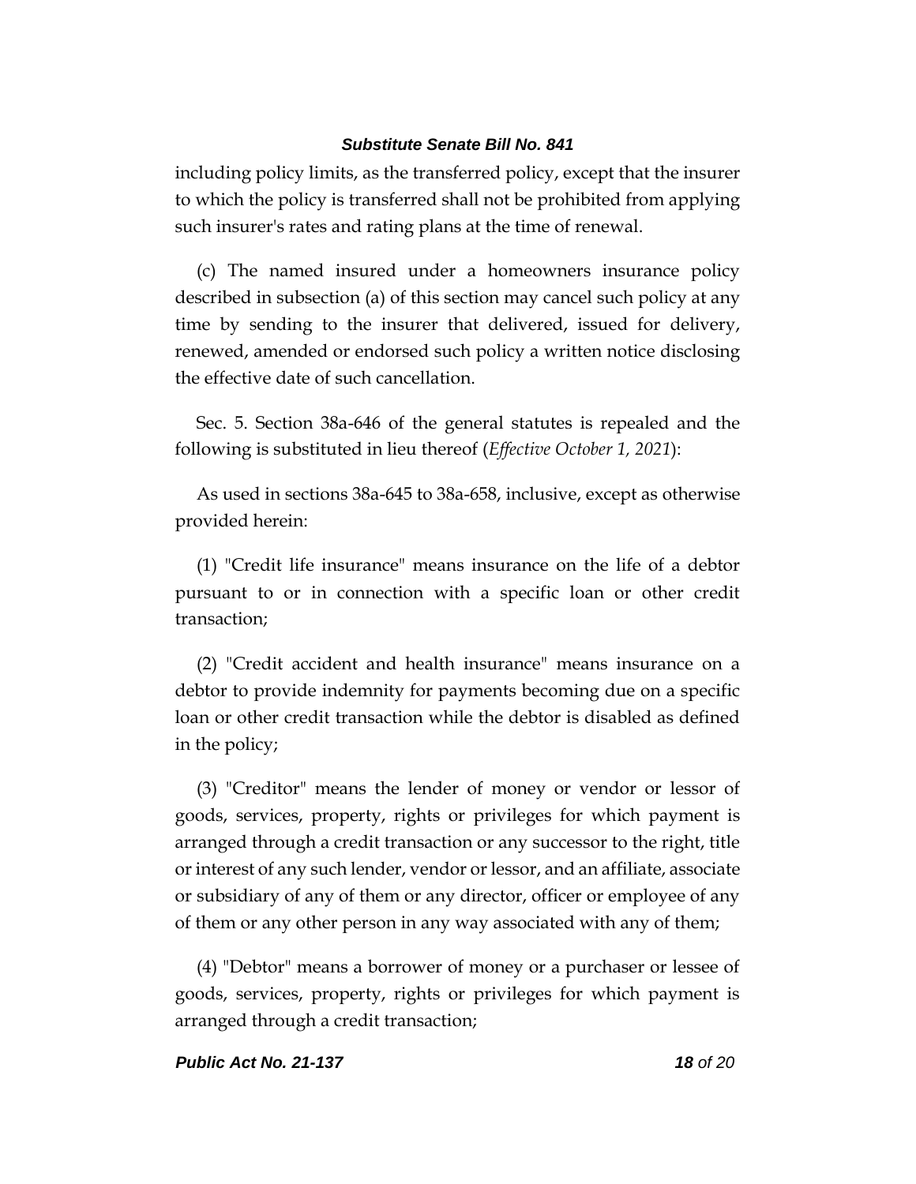including policy limits, as the transferred policy, except that the insurer to which the policy is transferred shall not be prohibited from applying such insurer's rates and rating plans at the time of renewal.

(c) The named insured under a homeowners insurance policy described in subsection (a) of this section may cancel such policy at any time by sending to the insurer that delivered, issued for delivery, renewed, amended or endorsed such policy a written notice disclosing the effective date of such cancellation.

Sec. 5. Section 38a-646 of the general statutes is repealed and the following is substituted in lieu thereof (*Effective October 1, 2021*):

As used in sections 38a-645 to 38a-658, inclusive, except as otherwise provided herein:

(1) "Credit life insurance" means insurance on the life of a debtor pursuant to or in connection with a specific loan or other credit transaction;

(2) "Credit accident and health insurance" means insurance on a debtor to provide indemnity for payments becoming due on a specific loan or other credit transaction while the debtor is disabled as defined in the policy;

(3) "Creditor" means the lender of money or vendor or lessor of goods, services, property, rights or privileges for which payment is arranged through a credit transaction or any successor to the right, title or interest of any such lender, vendor or lessor, and an affiliate, associate or subsidiary of any of them or any director, officer or employee of any of them or any other person in any way associated with any of them;

(4) "Debtor" means a borrower of money or a purchaser or lessee of goods, services, property, rights or privileges for which payment is arranged through a credit transaction;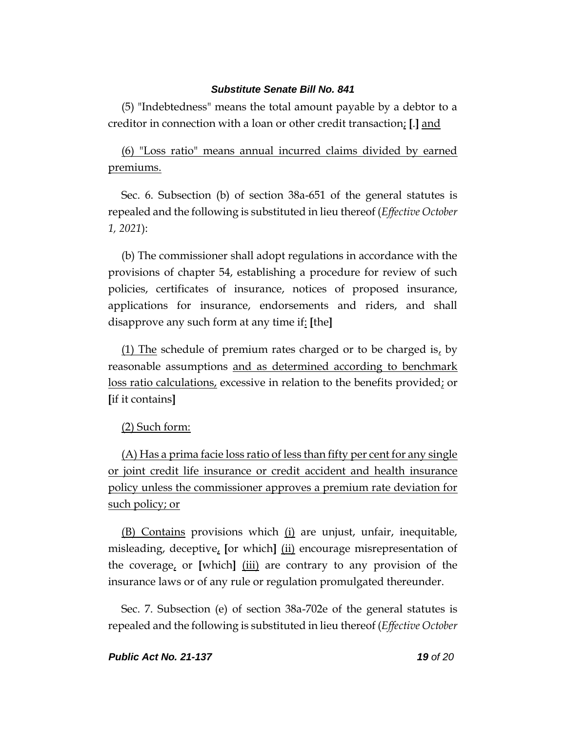(5) "Indebtedness" means the total amount payable by a debtor to a creditor in connection with a loan or other credit transaction; [.] and

(6) "Loss ratio" means annual incurred claims divided by earned premiums.

Sec. 6. Subsection (b) of section 38a-651 of the general statutes is repealed and the following is substituted in lieu thereof (*Effective October 1, 2021*):

(b) The commissioner shall adopt regulations in accordance with the provisions of chapter 54, establishing a procedure for review of such policies, certificates of insurance, notices of proposed insurance, applications for insurance, endorsements and riders, and shall disapprove any such form at any time if: [the]

(1) The schedule of premium rates charged or to be charged is, by reasonable assumptions and as determined according to benchmark loss ratio calculations, excessive in relation to the benefits provided; or [if it contains]

(2) Such form:

(A) Has a prima facie loss ratio of less than fifty per cent for any single or joint credit life insurance or credit accident and health insurance policy unless the commissioner approves a premium rate deviation for such policy; or

(B) Contains provisions which (i) are unjust, unfair, inequitable, misleading, deceptive, [or which] (ii) encourage misrepresentation of the coverage, or [which] (iii) are contrary to any provision of the insurance laws or of any rule or regulation promulgated thereunder.

Sec. 7. Subsection (e) of section 38a-702e of the general statutes is repealed and the following is substituted in lieu thereof (*Effective October*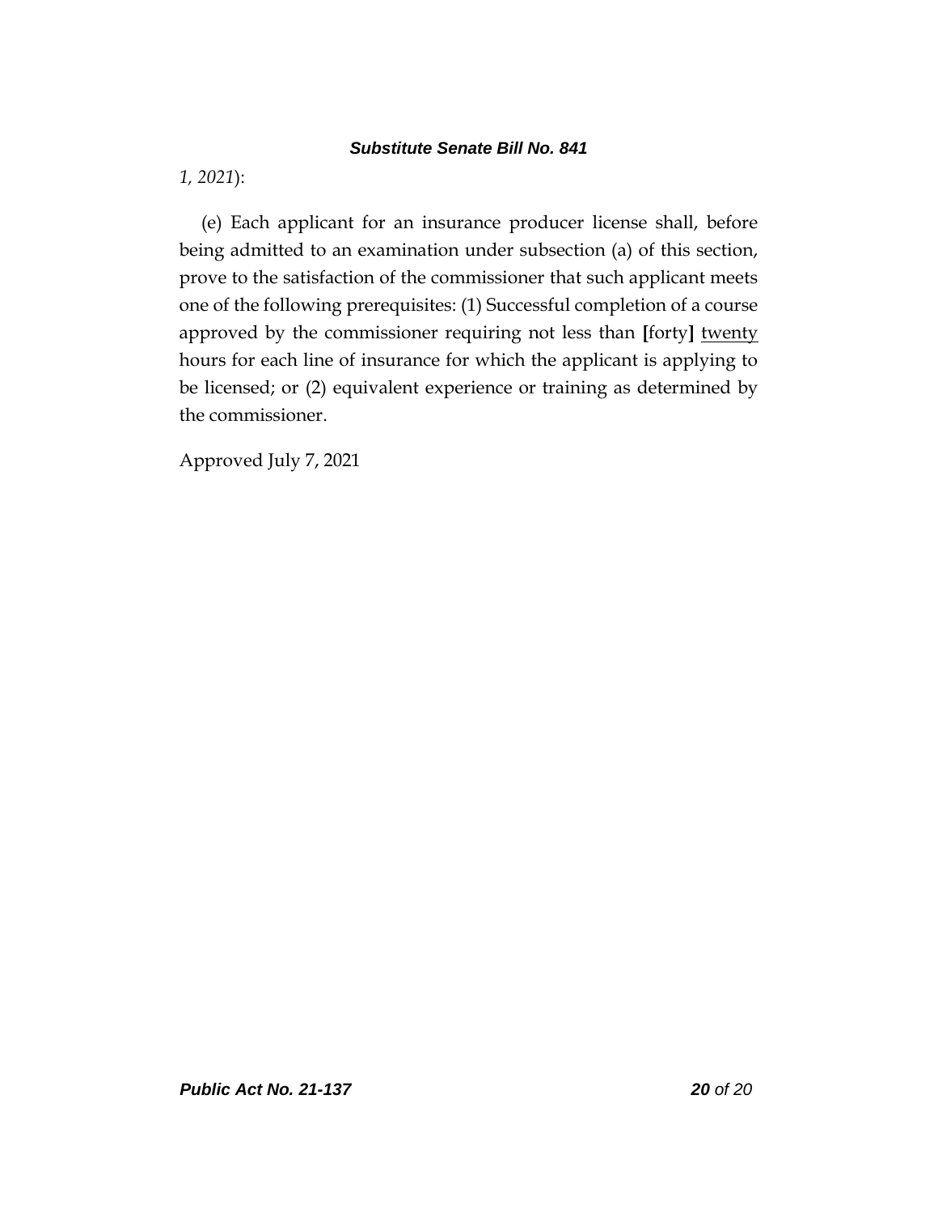*1, 2021*):

(e) Each applicant for an insurance producer license shall, before being admitted to an examination under subsection (a) of this section, prove to the satisfaction of the commissioner that such applicant meets one of the following prerequisites: (1) Successful completion of a course approved by the commissioner requiring not less than **[**forty**]** <u>twenty</u> hours for each line of insurance for which the applicant is applying to be licensed; or (2) equivalent experience or training as determined by the commissioner.

Approved July 7, 2021